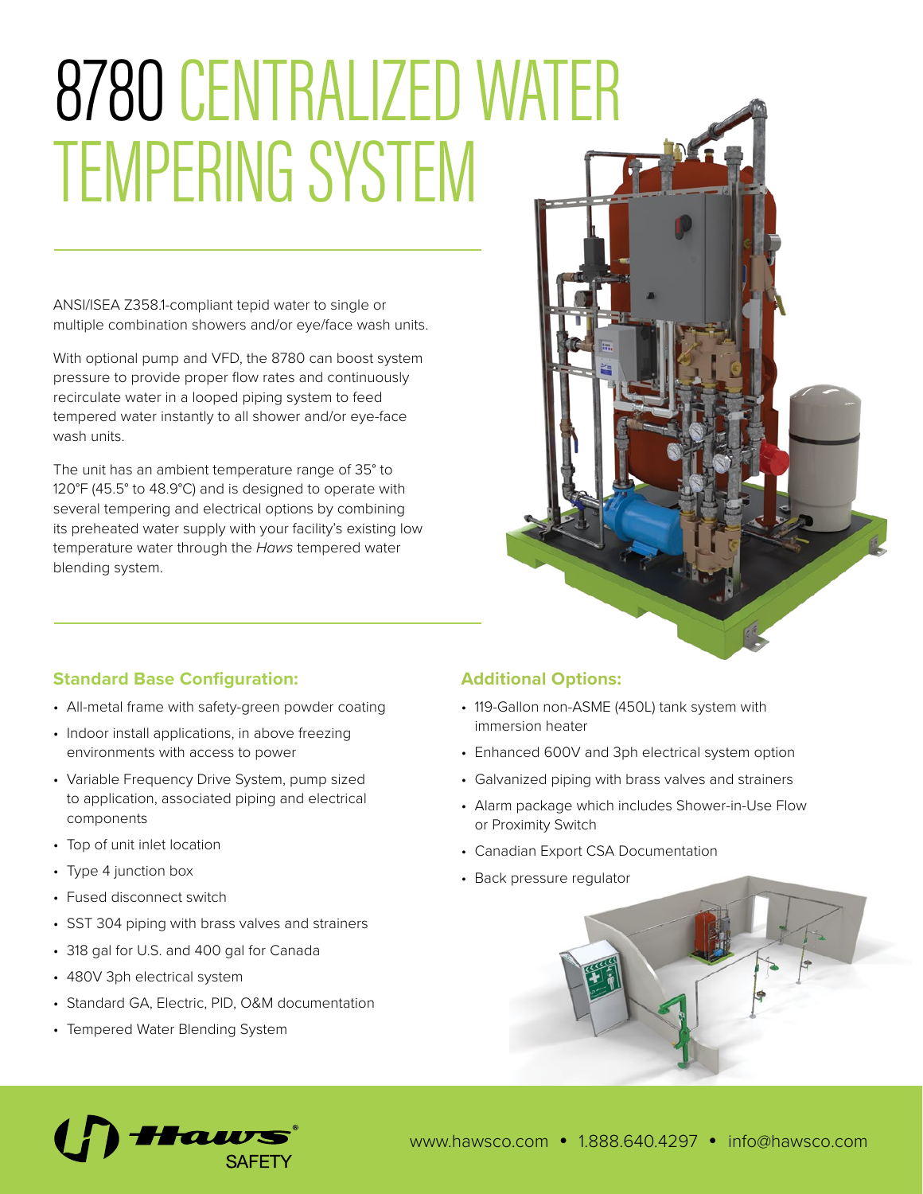# 8780 CENTRALIZED WATER TEMPERING SYSTEM

ANSI/ISEA Z358.1-compliant tepid water to single or multiple combination showers and/or eye/face wash units.

With optional pump and VFD, the 8780 can boost system pressure to provide proper flow rates and continuously recirculate water in a looped piping system to feed tempered water instantly to all shower and/or eye-face wash units.

The unit has an ambient temperature range of 35° to 120°F (45.5° to 48.9°C) and is designed to operate with several tempering and electrical options by combining its preheated water supply with your facility's existing low temperature water through the *Haws* tempered water blending system.

## Standard Base Configuration:

- All-metal frame with safety-green powder coating
- Indoor install applications, in above freezing environments with access to power
- Variable Frequency Drive System, pump sized to application, associated piping and electrical components
- Top of unit inlet location
- Type 4 junction box
- Fused disconnect switch
- SST 304 piping with brass valves and strainers
- 318 gal for U.S. and 400 gal for Canada
- 480V 3ph electrical system
- Standard GA, Electric, PID, O&M documentation
- Tempered Water Blending System

## Additional Options:

- 119-Gallon non-ASME (450L) tank system with immersion heater
- Enhanced 600V and 3ph electrical system option
- Galvanized piping with brass valves and strainers
- Alarm package which includes Shower-in-Use Flow or Proximity Switch
- Canadian Export CSA Documentation
- Back pressure regulator

Haws SAFETY

www.hawsco.com • 1.888.640.4297 • info@hawsco.com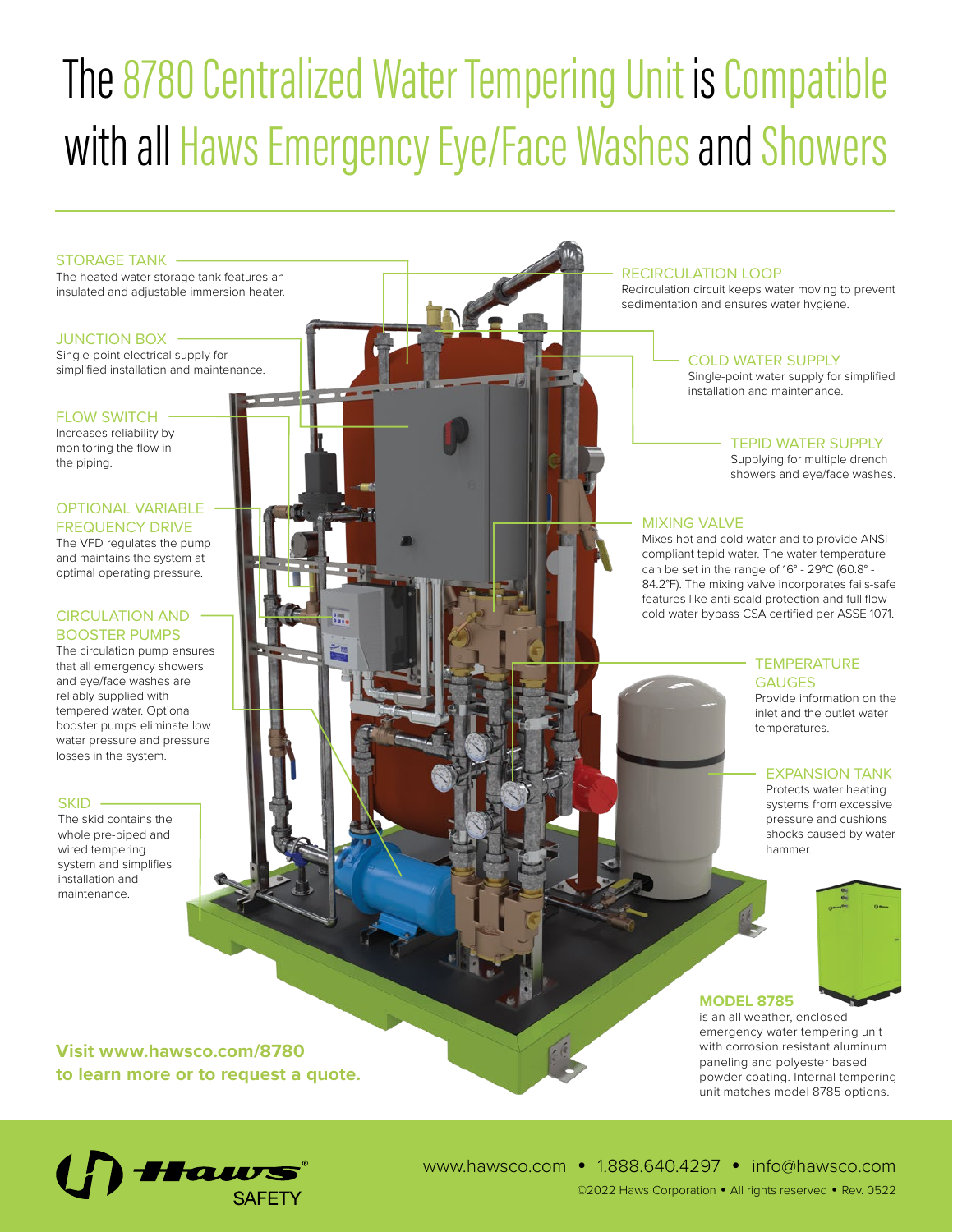# The 8780 Centralized Water Tempering Unit is Compatible with all Haws Emergency Eye/Face Washes and Showers

**STORAGE TANK**
The heated water storage tank features an insulated and adjustable immersion heater.

**JUNCTION BOX**
Single-point electrical supply for simplified installation and maintenance.

**FLOW SWITCH**
Increases reliability by monitoring the flow in the piping.

**OPTIONAL VARIABLE FREQUENCY DRIVE**
The VFD regulates the pump and maintains the system at optimal operating pressure.

**CIRCULATION AND BOOSTER PUMPS**
The circulation pump ensures that all emergency showers and eye/face washes are reliably supplied with tempered water. Optional booster pumps eliminate low water pressure and pressure losses in the system.

**SKID**
The skid contains the whole pre-piped and wired tempering system and simplifies installation and maintenance.

**RECIRCULATION LOOP**
Recirculation circuit keeps water moving to prevent sedimentation and ensures water hygiene.

**COLD WATER SUPPLY**
Single-point water supply for simplified installation and maintenance.

**TEPID WATER SUPPLY**
Supplying for multiple drench showers and eye/face washes.

**MIXING VALVE**
Mixes hot and cold water and to provide ANSI compliant tepid water. The water temperature can be set in the range of 16° - 29°C (60.8° - 84.2°F). The mixing valve incorporates fails-safe features like anti-scald protection and full flow cold water bypass CSA certified per ASSE 1071.

**TEMPERATURE GAUGES**
Provide information on the inlet and the outlet water temperatures.

**EXPANSION TANK**
Protects water heating systems from excessive pressure and cushions shocks caused by water hammer.

**MODEL 8785**
is an all weather, enclosed emergency water tempering unit with corrosion resistant aluminum paneling and polyester based powder coating. Internal tempering unit matches model 8785 options.

**Visit www.hawsco.com/8780 to learn more or to request a quote.**

Haws® SAFETY

www.hawsco.com • 1.888.640.4297 • info@hawsco.com

©2022 Haws Corporation • All rights reserved • Rev. 0522